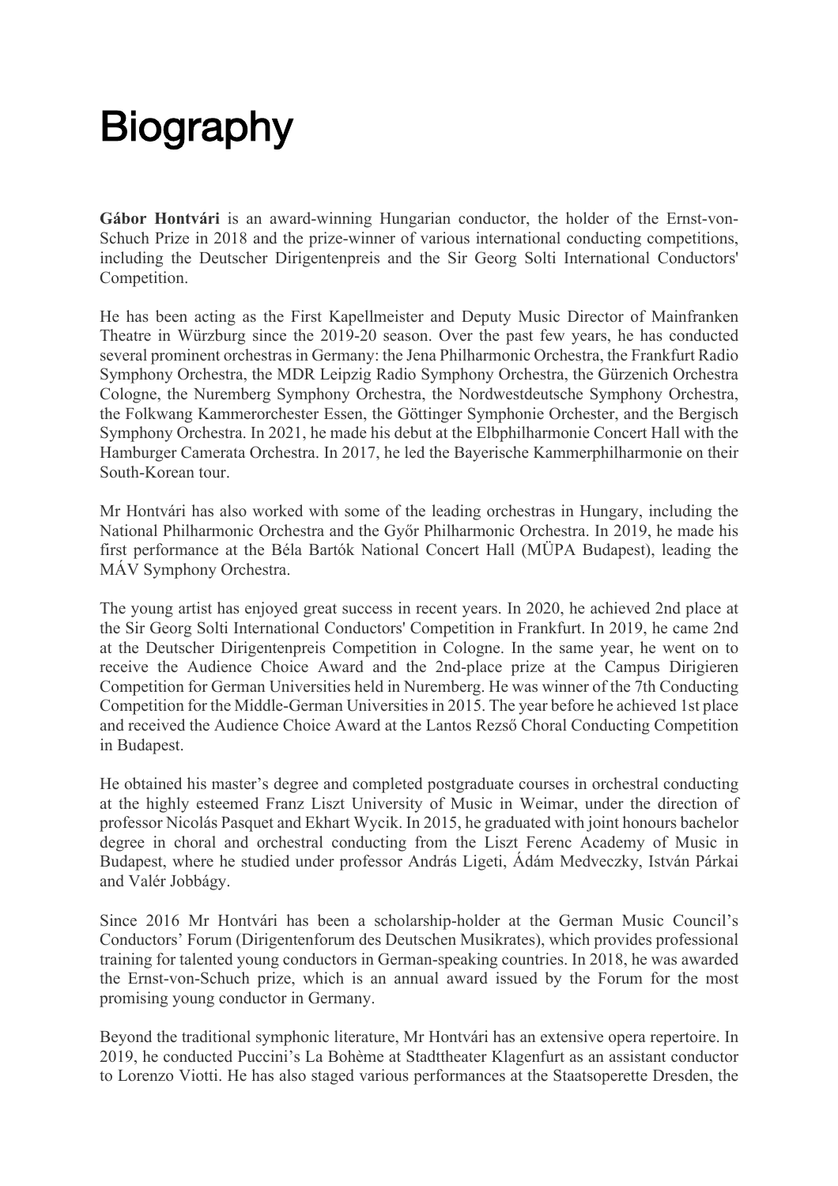# Biography

**Gábor Hontvári** is an award-winning Hungarian conductor, the holder of the Ernst-von-Schuch Prize in 2018 and the prize-winner of various international conducting competitions, including the Deutscher Dirigentenpreis and the Sir Georg Solti International Conductors' Competition.

He has been acting as the First Kapellmeister and Deputy Music Director of Mainfranken Theatre in Würzburg since the 2019-20 season. Over the past few years, he has conducted several prominent orchestras in Germany: the Jena Philharmonic Orchestra, the Frankfurt Radio Symphony Orchestra, the MDR Leipzig Radio Symphony Orchestra, the Gürzenich Orchestra Cologne, the Nuremberg Symphony Orchestra, the Nordwestdeutsche Symphony Orchestra, the Folkwang Kammerorchester Essen, the Göttinger Symphonie Orchester, and the Bergisch Symphony Orchestra. In 2021, he made his debut at the Elbphilharmonie Concert Hall with the Hamburger Camerata Orchestra. In 2017, he led the Bayerische Kammerphilharmonie on their South-Korean tour.

Mr Hontvári has also worked with some of the leading orchestras in Hungary, including the National Philharmonic Orchestra and the Győr Philharmonic Orchestra. In 2019, he made his first performance at the Béla Bartók National Concert Hall (MÜPA Budapest), leading the MÁV Symphony Orchestra.

The young artist has enjoyed great success in recent years. In 2020, he achieved 2nd place at the Sir Georg Solti International Conductors' Competition in Frankfurt. In 2019, he came 2nd at the Deutscher Dirigentenpreis Competition in Cologne. In the same year, he went on to receive the Audience Choice Award and the 2nd-place prize at the Campus Dirigieren Competition for German Universities held in Nuremberg. He was winner of the 7th Conducting Competition for the Middle-German Universities in 2015. The year before he achieved 1st place and received the Audience Choice Award at the Lantos Rezső Choral Conducting Competition in Budapest.

He obtained his master's degree and completed postgraduate courses in orchestral conducting at the highly esteemed Franz Liszt University of Music in Weimar, under the direction of professor Nicolás Pasquet and Ekhart Wycik. In 2015, he graduated with joint honours bachelor degree in choral and orchestral conducting from the Liszt Ferenc Academy of Music in Budapest, where he studied under professor András Ligeti, Ádám Medveczky, István Párkai and Valér Jobbágy.

Since 2016 Mr Hontvári has been a scholarship-holder at the German Music Council's Conductors' Forum (Dirigentenforum des Deutschen Musikrates), which provides professional training for talented young conductors in German-speaking countries. In 2018, he was awarded the Ernst-von-Schuch prize, which is an annual award issued by the Forum for the most promising young conductor in Germany.

Beyond the traditional symphonic literature, Mr Hontvári has an extensive opera repertoire. In 2019, he conducted Puccini's La Bohème at Stadttheater Klagenfurt as an assistant conductor to Lorenzo Viotti. He has also staged various performances at the Staatsoperette Dresden, the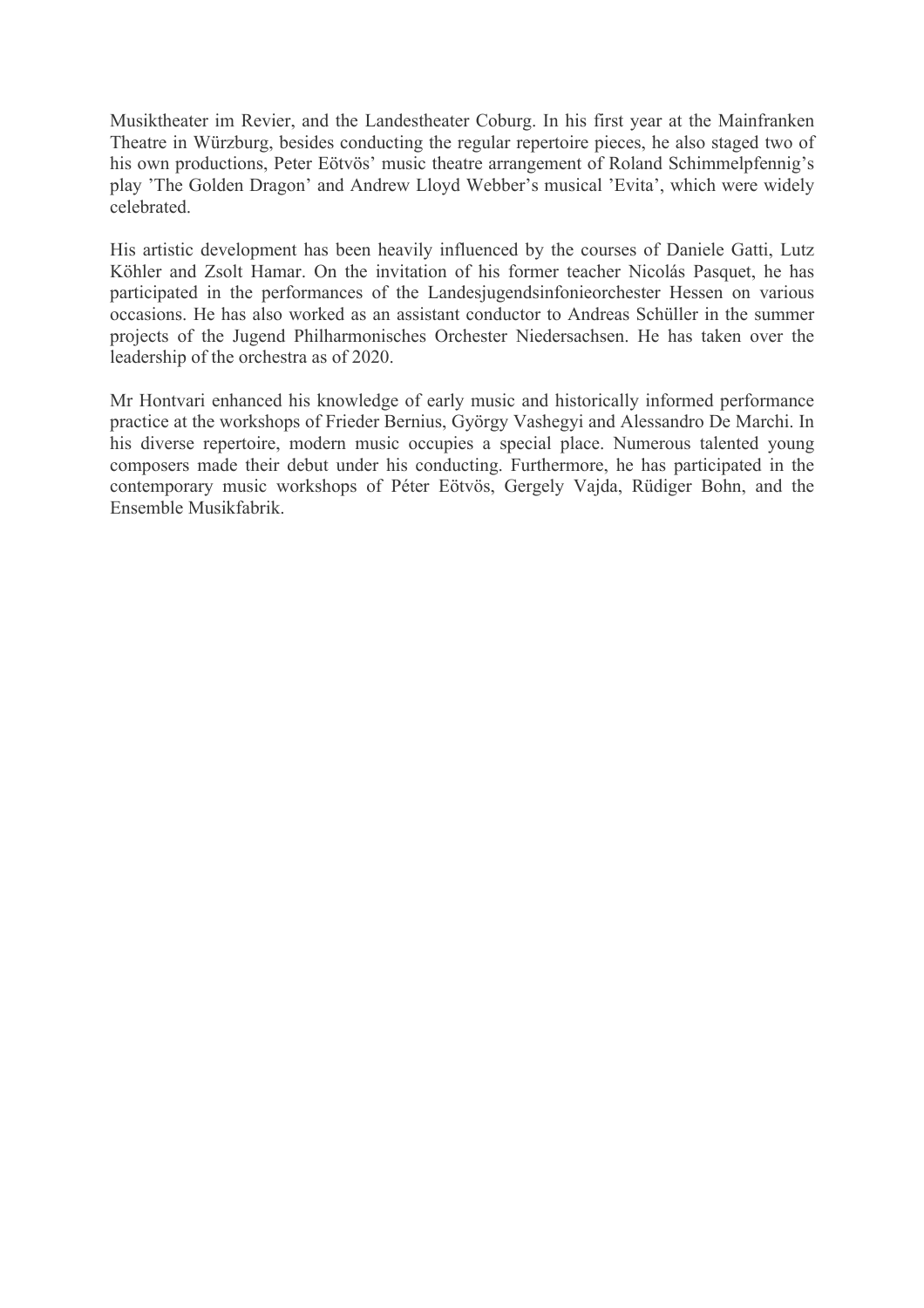Musiktheater im Revier, and the Landestheater Coburg. In his first year at the Mainfranken Theatre in Würzburg, besides conducting the regular repertoire pieces, he also staged two of his own productions, Peter Eötvös' music theatre arrangement of Roland Schimmelpfennig's play 'The Golden Dragon' and Andrew Lloyd Webber's musical 'Evita', which were widely celebrated.

His artistic development has been heavily influenced by the courses of Daniele Gatti, Lutz Köhler and Zsolt Hamar. On the invitation of his former teacher Nicolás Pasquet, he has participated in the performances of the Landesjugendsinfonieorchester Hessen on various occasions. He has also worked as an assistant conductor to Andreas Schüller in the summer projects of the Jugend Philharmonisches Orchester Niedersachsen. He has taken over the leadership of the orchestra as of 2020.

Mr Hontvari enhanced his knowledge of early music and historically informed performance practice at the workshops of Frieder Bernius, György Vashegyi and Alessandro De Marchi. In his diverse repertoire, modern music occupies a special place. Numerous talented young composers made their debut under his conducting. Furthermore, he has participated in the contemporary music workshops of Péter Eötvös, Gergely Vajda, Rüdiger Bohn, and the Ensemble Musikfabrik.